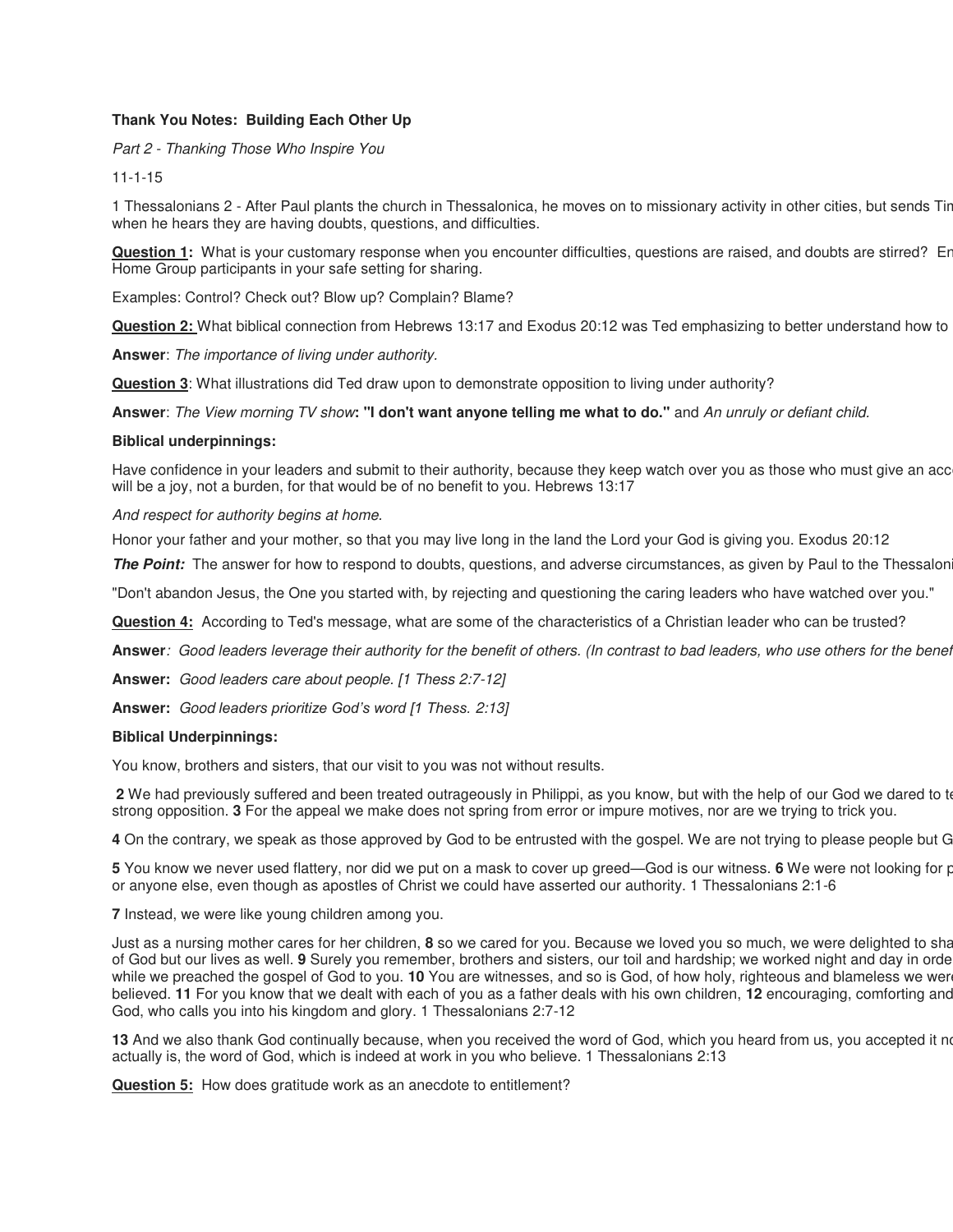**Thank You Notes: Building Each Other Up**

*Part 2 - Thanking Those Who Inspire You*

11-1-15

1 Thessalonians 2 - After Paul plants the church in Thessalonica, he moves on to missionary activity in other cities, but sends Tin when he hears they are having doubts, questions, and difficulties.

**Question 1:** What is your customary response when you encounter difficulties, questions are raised, and doubts are stirred? En Home Group participants in your safe setting for sharing.

Examples: Control? Check out? Blow up? Complain? Blame?

**Question 2:** What biblical connection from Hebrews 13:17 and Exodus 20:12 was Ted emphasizing to better understand how to

**Answer**: *The importance of living under authority.*

**Question 3**: What illustrations did Ted draw upon to demonstrate opposition to living under authority?

**Answer**: *The View morning TV show*: **"I don't want anyone telling me what to do."** and *An unruly or defiant child.*

**Biblical underpinnings:**

Have confidence in your leaders and submit to their authority, because they keep watch over you as those who must give an acc will be a joy, not a burden, for that would be of no benefit to you. Hebrews 13:17

*And respect for authority begins at home.*

Honor your father and your mother, so that you may live long in the land the Lord your God is giving you. Exodus 20:12

***The Point:*** The answer for how to respond to doubts, questions, and adverse circumstances, as given by Paul to the Thessaloni

"Don't abandon Jesus, the One you started with, by rejecting and questioning the caring leaders who have watched over you."

**Question 4:** According to Ted's message, what are some of the characteristics of a Christian leader who can be trusted?

**Answer**: *Good leaders leverage their authority for the benefit of others. (In contrast to bad leaders, who use others for the benef*

**Answer:** *Good leaders care about people. [1 Thess 2:7-12]*

**Answer:** *Good leaders prioritize God's word [1 Thess. 2:13]*

**Biblical Underpinnings:**

You know, brothers and sisters, that our visit to you was not without results.

**2** We had previously suffered and been treated outrageously in Philippi, as you know, but with the help of our God we dared to te strong opposition. **3** For the appeal we make does not spring from error or impure motives, nor are we trying to trick you.

**4** On the contrary, we speak as those approved by God to be entrusted with the gospel. We are not trying to please people but G

**5** You know we never used flattery, nor did we put on a mask to cover up greed—God is our witness. **6** We were not looking for p or anyone else, even though as apostles of Christ we could have asserted our authority. 1 Thessalonians 2:1-6

**7** Instead, we were like young children among you.

Just as a nursing mother cares for her children, **8** so we cared for you. Because we loved you so much, we were delighted to sha of God but our lives as well. **9** Surely you remember, brothers and sisters, our toil and hardship; we worked night and day in orde while we preached the gospel of God to you. **10** You are witnesses, and so is God, of how holy, righteous and blameless we were believed. **11** For you know that we dealt with each of you as a father deals with his own children, **12** encouraging, comforting and God, who calls you into his kingdom and glory. 1 Thessalonians 2:7-12

**13** And we also thank God continually because, when you received the word of God, which you heard from us, you accepted it no actually is, the word of God, which is indeed at work in you who believe. 1 Thessalonians 2:13

**Question 5:** How does gratitude work as an anecdote to entitlement?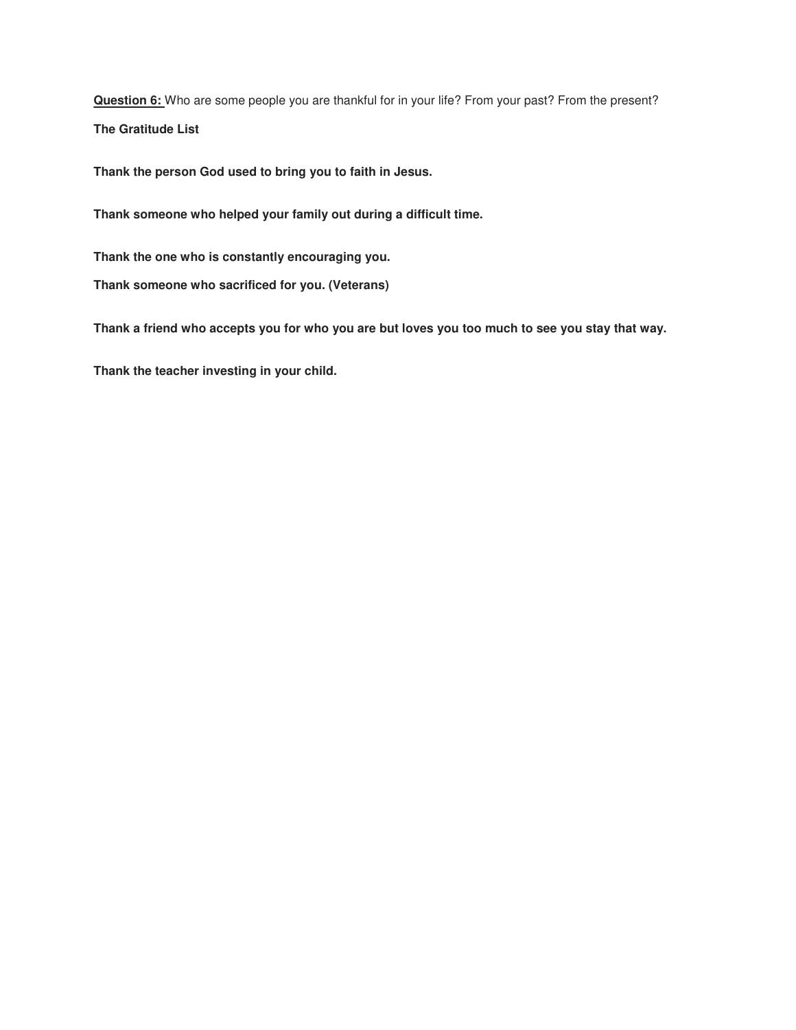**Question 6:** Who are some people you are thankful for in your life? From your past? From the present?

**The Gratitude List**

**Thank the person God used to bring you to faith in Jesus.**

**Thank someone who helped your family out during a difficult time.**

**Thank the one who is constantly encouraging you.**

**Thank someone who sacrificed for you. (Veterans)**

**Thank a friend who accepts you for who you are but loves you too much to see you stay that way.**

**Thank the teacher investing in your child.**